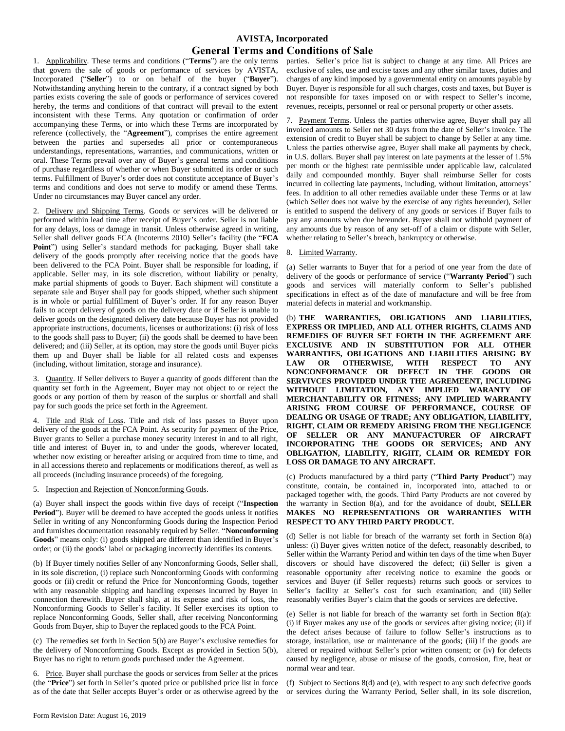# AVISTA, Incorporated

## General Terms and Conditions of Sale

1. Applicability. These terms and conditions ("**Terms**") are the only terms that govern the sale of goods or performance of services by AVISTA, Incorporated ("**Seller**") to or on behalf of the buyer ("**Buyer**"). Notwithstanding anything herein to the contrary, if a contract signed by both parties exists covering the sale of goods or performance of services covered hereby, the terms and conditions of that contract will prevail to the extent inconsistent with these Terms. Any quotation or confirmation of order accompanying these Terms, or into which these Terms are incorporated by reference (collectively, the "**Agreement**"), comprises the entire agreement between the parties and supersedes all prior or contemporaneous understandings, representations, warranties, and communications, written or oral. These Terms prevail over any of Buyer's general terms and conditions of purchase regardless of whether or when Buyer submitted its order or such terms. Fulfillment of Buyer's order does not constitute acceptance of Buyer's terms and conditions and does not serve to modify or amend these Terms. Under no circumstances may Buyer cancel any order.

2. Delivery and Shipping Terms. Goods or services will be delivered or performed within lead time after receipt of Buyer's order. Seller is not liable for any delays, loss or damage in transit. Unless otherwise agreed in writing, Seller shall deliver goods FCA (Incoterms 2010) Seller's facility (the "**FCA Point**") using Seller's standard methods for packaging. Buyer shall take delivery of the goods promptly after receiving notice that the goods have been delivered to the FCA Point. Buyer shall be responsible for loading, if applicable. Seller may, in its sole discretion, without liability or penalty, make partial shipments of goods to Buyer. Each shipment will constitute a separate sale and Buyer shall pay for goods shipped, whether such shipment is in whole or partial fulfillment of Buyer's order. If for any reason Buyer fails to accept delivery of goods on the delivery date or if Seller is unable to deliver goods on the designated delivery date because Buyer has not provided appropriate instructions, documents, licenses or authorizations: (i) risk of loss to the goods shall pass to Buyer; (ii) the goods shall be deemed to have been delivered; and (iii) Seller, at its option, may store the goods until Buyer picks them up and Buyer shall be liable for all related costs and expenses (including, without limitation, storage and insurance).

3. Quantity. If Seller delivers to Buyer a quantity of goods different than the quantity set forth in the Agreement, Buyer may not object to or reject the goods or any portion of them by reason of the surplus or shortfall and shall pay for such goods the price set forth in the Agreement.

4. Title and Risk of Loss. Title and risk of loss passes to Buyer upon delivery of the goods at the FCA Point. As security for payment of the Price, Buyer grants to Seller a purchase money security interest in and to all right, title and interest of Buyer in, to and under the goods, wherever located, whether now existing or hereafter arising or acquired from time to time, and in all accessions thereto and replacements or modifications thereof, as well as all proceeds (including insurance proceeds) of the foregoing.

5. Inspection and Rejection of Nonconforming Goods.

(a) Buyer shall inspect the goods within five days of receipt ("**Inspection Period**"). Buyer will be deemed to have accepted the goods unless it notifies Seller in writing of any Nonconforming Goods during the Inspection Period and furnishes documentation reasonably required by Seller. "**Nonconforming Goods**" means only: (i) goods shipped are different than identified in Buyer's order; or (ii) the goods' label or packaging incorrectly identifies its contents.

(b) If Buyer timely notifies Seller of any Nonconforming Goods, Seller shall, in its sole discretion, (i) replace such Nonconforming Goods with conforming goods or (ii) credit or refund the Price for Nonconforming Goods, together with any reasonable shipping and handling expenses incurred by Buyer in connection therewith. Buyer shall ship, at its expense and risk of loss, the Nonconforming Goods to Seller's facility. If Seller exercises its option to replace Nonconforming Goods, Seller shall, after receiving Nonconforming Goods from Buyer, ship to Buyer the replaced goods to the FCA Point.

(c) The remedies set forth in Section 5(b) are Buyer's exclusive remedies for the delivery of Nonconforming Goods. Except as provided in Section 5(b), Buyer has no right to return goods purchased under the Agreement.

6. Price. Buyer shall purchase the goods or services from Seller at the prices (the "**Price**") set forth in Seller's quoted price or published price list in force as of the date that Seller accepts Buyer's order or as otherwise agreed by the parties. Seller's price list is subject to change at any time. All Prices are exclusive of sales, use and excise taxes and any other similar taxes, duties and charges of any kind imposed by a governmental entity on amounts payable by Buyer. Buyer is responsible for all such charges, costs and taxes, but Buyer is not responsible for taxes imposed on or with respect to Seller's income, revenues, receipts, personnel or real or personal property or other assets.

7. Payment Terms. Unless the parties otherwise agree, Buyer shall pay all invoiced amounts to Seller net 30 days from the date of Seller's invoice. The extension of credit to Buyer shall be subject to change by Seller at any time. Unless the parties otherwise agree, Buyer shall make all payments by check, in U.S. dollars. Buyer shall pay interest on late payments at the lesser of 1.5% per month or the highest rate permissible under applicable law, calculated daily and compounded monthly. Buyer shall reimburse Seller for costs incurred in collecting late payments, including, without limitation, attorneys' fees. In addition to all other remedies available under these Terms or at law (which Seller does not waive by the exercise of any rights hereunder), Seller is entitled to suspend the delivery of any goods or services if Buyer fails to pay any amounts when due hereunder. Buyer shall not withhold payment of any amounts due by reason of any set-off of a claim or dispute with Seller, whether relating to Seller's breach, bankruptcy or otherwise.

8. Limited Warranty.

(a) Seller warrants to Buyer that for a period of one year from the date of delivery of the goods or performance of service ("**Warranty Period**") such goods and services will materially conform to Seller's published specifications in effect as of the date of manufacture and will be free from material defects in material and workmanship.

(b) **THE WARRANTIES, OBLIGATIONS AND LIABILITIES, EXPRESS OR IMPLIED, AND ALL OTHER RIGHTS, CLAIMS AND REMEDIES OF BUYER SET FORTH IN THE AGREEMENT ARE EXCLUSIVE AND IN SUBSTITUTION FOR ALL OTHER WARRANTIES, OBLIGATIONS AND LIABILITIES ARISING BY LAW OR OTHERWISE, WITH RESPECT TO ANY NONCONFORMANCE OR DEFECT IN THE GOODS OR SERVIVCES PROVIDED UNDER THE AGREMEENT, INCLUDING WITHOUT LIMITATION, ANY IMPLIED WARANTY OF MERCHANTABILITY OR FITNESS; ANY IMPLIED WARRANTY ARISING FROM COURSE OF PERFORMANCE, COURSE OF DEALING OR USAGE OF TRADE; ANY OBLIGATION, LIABILITY, RIGHT, CLAIM OR REMEDY ARISING FROM THE NEGLIGENCE OF SELLER OR ANY MANUFACTURER OF AIRCRAFT INCORPORATING THE GOODS OR SERVICES; AND ANY OBLIGATION, LIABILITY, RIGHT, CLAIM OR REMEDY FOR LOSS OR DAMAGE TO ANY AIRCRAFT.**

(c) Products manufactured by a third party ("**Third Party Product**") may constitute, contain, be contained in, incorporated into, attached to or packaged together with, the goods. Third Party Products are not covered by the warranty in Section 8(a), and for the avoidance of doubt, **SELLER MAKES NO REPRESENTATIONS OR WARRANTIES WITH RESPECT TO ANY THIRD PARTY PRODUCT.**

(d) Seller is not liable for breach of the warranty set forth in Section 8(a) unless: (i) Buyer gives written notice of the defect, reasonably described, to Seller within the Warranty Period and within ten days of the time when Buyer discovers or should have discovered the defect; (ii) Seller is given a reasonable opportunity after receiving notice to examine the goods or services and Buyer (if Seller requests) returns such goods or services to Seller's facility at Seller's cost for such examination; and (iii) Seller reasonably verifies Buyer's claim that the goods or services are defective.

(e) Seller is not liable for breach of the warranty set forth in Section 8(a): (i) if Buyer makes any use of the goods or services after giving notice; (ii) if the defect arises because of failure to follow Seller's instructions as to storage, installation, use or maintenance of the goods; (iii) if the goods are altered or repaired without Seller's prior written consent; or (iv) for defects caused by negligence, abuse or misuse of the goods, corrosion, fire, heat or normal wear and tear.

(f) Subject to Sections 8(d) and (e), with respect to any such defective goods or services during the Warranty Period, Seller shall, in its sole discretion,

Form Revision Date: August 16, 2019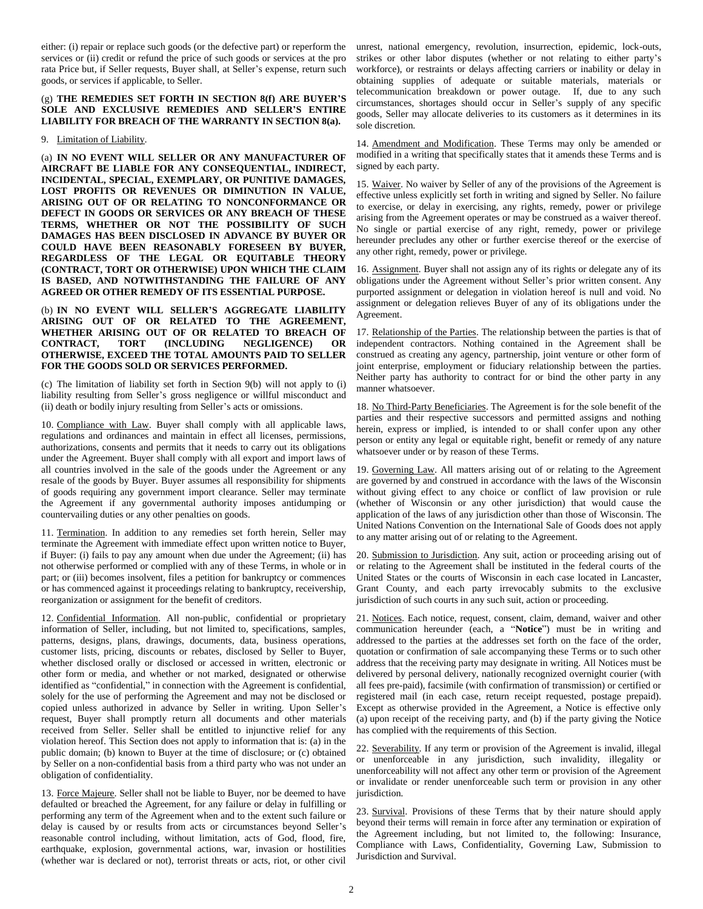either: (i) repair or replace such goods (or the defective part) or reperform the services or (ii) credit or refund the price of such goods or services at the pro rata Price but, if Seller requests, Buyer shall, at Seller's expense, return such goods, or services if applicable, to Seller.

(g) **THE REMEDIES SET FORTH IN SECTION 8(f) ARE BUYER'S SOLE AND EXCLUSIVE REMEDIES AND SELLER'S ENTIRE LIABILITY FOR BREACH OF THE WARRANTY IN SECTION 8(a).**

9. Limitation of Liability.

(a) **IN NO EVENT WILL SELLER OR ANY MANUFACTURER OF AIRCRAFT BE LIABLE FOR ANY CONSEQUENTIAL, INDIRECT, INCIDENTAL, SPECIAL, EXEMPLARY, OR PUNITIVE DAMAGES, LOST PROFITS OR REVENUES OR DIMINUTION IN VALUE, ARISING OUT OF OR RELATING TO NONCONFORMANCE OR DEFECT IN GOODS OR SERVICES OR ANY BREACH OF THESE TERMS, WHETHER OR NOT THE POSSIBILITY OF SUCH DAMAGES HAS BEEN DISCLOSED IN ADVANCE BY BUYER OR COULD HAVE BEEN REASONABLY FORESEEN BY BUYER, REGARDLESS OF THE LEGAL OR EQUITABLE THEORY (CONTRACT, TORT OR OTHERWISE) UPON WHICH THE CLAIM IS BASED, AND NOTWITHSTANDING THE FAILURE OF ANY AGREED OR OTHER REMEDY OF ITS ESSENTIAL PURPOSE.**

(b) **IN NO EVENT WILL SELLER'S AGGREGATE LIABILITY ARISING OUT OF OR RELATED TO THE AGREEMENT, WHETHER ARISING OUT OF OR RELATED TO BREACH OF CONTRACT, TORT (INCLUDING NEGLIGENCE) OR OTHERWISE, EXCEED THE TOTAL AMOUNTS PAID TO SELLER FOR THE GOODS SOLD OR SERVICES PERFORMED.**

(c) The limitation of liability set forth in Section 9(b) will not apply to (i) liability resulting from Seller's gross negligence or willful misconduct and (ii) death or bodily injury resulting from Seller's acts or omissions.

10. Compliance with Law. Buyer shall comply with all applicable laws, regulations and ordinances and maintain in effect all licenses, permissions, authorizations, consents and permits that it needs to carry out its obligations under the Agreement. Buyer shall comply with all export and import laws of all countries involved in the sale of the goods under the Agreement or any resale of the goods by Buyer. Buyer assumes all responsibility for shipments of goods requiring any government import clearance. Seller may terminate the Agreement if any governmental authority imposes antidumping or countervailing duties or any other penalties on goods.

11. Termination. In addition to any remedies set forth herein, Seller may terminate the Agreement with immediate effect upon written notice to Buyer, if Buyer: (i) fails to pay any amount when due under the Agreement; (ii) has not otherwise performed or complied with any of these Terms, in whole or in part; or (iii) becomes insolvent, files a petition for bankruptcy or commences or has commenced against it proceedings relating to bankruptcy, receivership, reorganization or assignment for the benefit of creditors.

12. Confidential Information. All non-public, confidential or proprietary information of Seller, including, but not limited to, specifications, samples, patterns, designs, plans, drawings, documents, data, business operations, customer lists, pricing, discounts or rebates, disclosed by Seller to Buyer, whether disclosed orally or disclosed or accessed in written, electronic or other form or media, and whether or not marked, designated or otherwise identified as "confidential," in connection with the Agreement is confidential, solely for the use of performing the Agreement and may not be disclosed or copied unless authorized in advance by Seller in writing. Upon Seller's request, Buyer shall promptly return all documents and other materials received from Seller. Seller shall be entitled to injunctive relief for any violation hereof. This Section does not apply to information that is: (a) in the public domain; (b) known to Buyer at the time of disclosure; or (c) obtained by Seller on a non-confidential basis from a third party who was not under an obligation of confidentiality.

13. Force Majeure. Seller shall not be liable to Buyer, nor be deemed to have defaulted or breached the Agreement, for any failure or delay in fulfilling or performing any term of the Agreement when and to the extent such failure or delay is caused by or results from acts or circumstances beyond Seller's reasonable control including, without limitation, acts of God, flood, fire, earthquake, explosion, governmental actions, war, invasion or hostilities (whether war is declared or not), terrorist threats or acts, riot, or other civil unrest, national emergency, revolution, insurrection, epidemic, lock-outs, strikes or other labor disputes (whether or not relating to either party's workforce), or restraints or delays affecting carriers or inability or delay in obtaining supplies of adequate or suitable materials, materials or telecommunication breakdown or power outage. If, due to any such circumstances, shortages should occur in Seller's supply of any specific goods, Seller may allocate deliveries to its customers as it determines in its sole discretion.

14. Amendment and Modification. These Terms may only be amended or modified in a writing that specifically states that it amends these Terms and is signed by each party.

15. Waiver. No waiver by Seller of any of the provisions of the Agreement is effective unless explicitly set forth in writing and signed by Seller. No failure to exercise, or delay in exercising, any rights, remedy, power or privilege arising from the Agreement operates or may be construed as a waiver thereof. No single or partial exercise of any right, remedy, power or privilege hereunder precludes any other or further exercise thereof or the exercise of any other right, remedy, power or privilege.

16. Assignment. Buyer shall not assign any of its rights or delegate any of its obligations under the Agreement without Seller's prior written consent. Any purported assignment or delegation in violation hereof is null and void. No assignment or delegation relieves Buyer of any of its obligations under the Agreement.

17. Relationship of the Parties. The relationship between the parties is that of independent contractors. Nothing contained in the Agreement shall be construed as creating any agency, partnership, joint venture or other form of joint enterprise, employment or fiduciary relationship between the parties. Neither party has authority to contract for or bind the other party in any manner whatsoever.

18. No Third-Party Beneficiaries. The Agreement is for the sole benefit of the parties and their respective successors and permitted assigns and nothing herein, express or implied, is intended to or shall confer upon any other person or entity any legal or equitable right, benefit or remedy of any nature whatsoever under or by reason of these Terms.

19. Governing Law. All matters arising out of or relating to the Agreement are governed by and construed in accordance with the laws of the Wisconsin without giving effect to any choice or conflict of law provision or rule (whether of Wisconsin or any other jurisdiction) that would cause the application of the laws of any jurisdiction other than those of Wisconsin. The United Nations Convention on the International Sale of Goods does not apply to any matter arising out of or relating to the Agreement.

20. Submission to Jurisdiction. Any suit, action or proceeding arising out of or relating to the Agreement shall be instituted in the federal courts of the United States or the courts of Wisconsin in each case located in Lancaster, Grant County, and each party irrevocably submits to the exclusive jurisdiction of such courts in any such suit, action or proceeding.

21. Notices. Each notice, request, consent, claim, demand, waiver and other communication hereunder (each, a "**Notice**") must be in writing and addressed to the parties at the addresses set forth on the face of the order, quotation or confirmation of sale accompanying these Terms or to such other address that the receiving party may designate in writing. All Notices must be delivered by personal delivery, nationally recognized overnight courier (with all fees pre-paid), facsimile (with confirmation of transmission) or certified or registered mail (in each case, return receipt requested, postage prepaid). Except as otherwise provided in the Agreement, a Notice is effective only (a) upon receipt of the receiving party, and (b) if the party giving the Notice has complied with the requirements of this Section.

22. Severability. If any term or provision of the Agreement is invalid, illegal or unenforceable in any jurisdiction, such invalidity, illegality or unenforceability will not affect any other term or provision of the Agreement or invalidate or render unenforceable such term or provision in any other jurisdiction.

23. Survival. Provisions of these Terms that by their nature should apply beyond their terms will remain in force after any termination or expiration of the Agreement including, but not limited to, the following: Insurance, Compliance with Laws, Confidentiality, Governing Law, Submission to Jurisdiction and Survival.